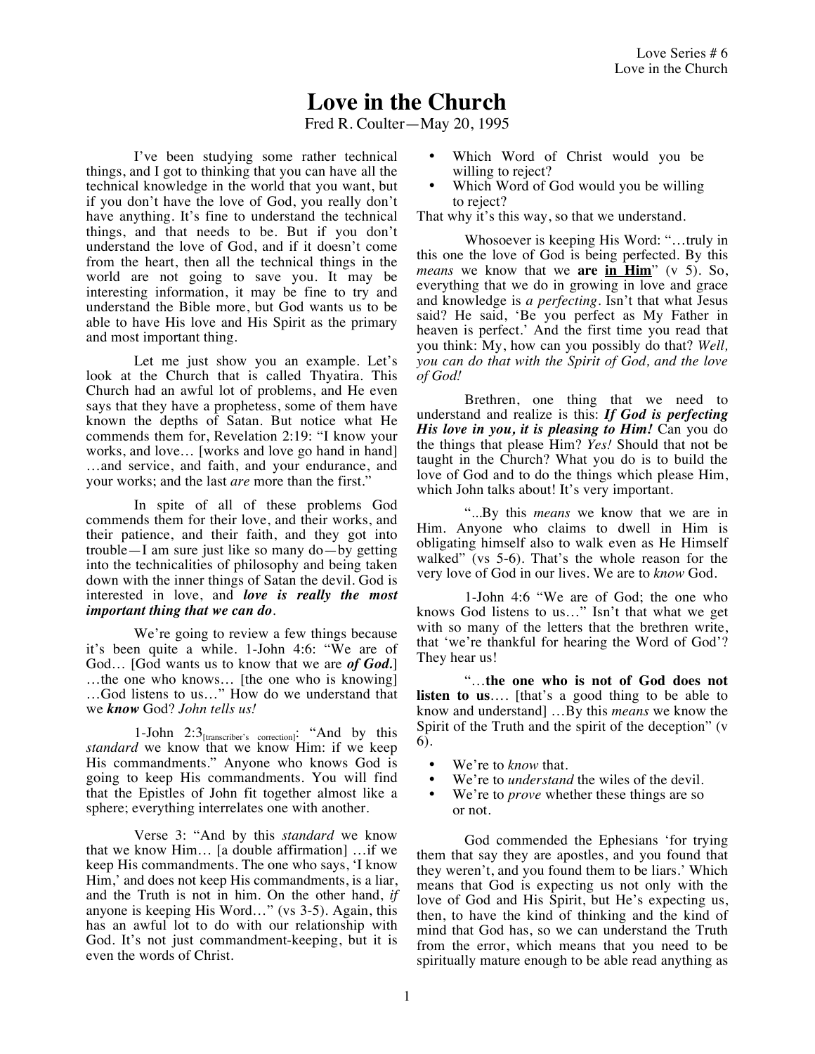# Love in the Church

Fred R. Coulter—May 20, 1995

I've been studying some rather technical things, and I got to thinking that you can have all the technical knowledge in the world that you want, but if you don't have the love of God, you really don't have anything. It's fine to understand the technical things, and that needs to be. But if you don't understand the love of God, and if it doesn't come from the heart, then all the technical things in the world are not going to save you. It may be interesting information, it may be fine to try and understand the Bible more, but God wants us to be able to have His love and His Spirit as the primary and most important thing.

Let me just show you an example. Let's look at the Church that is called Thyatira. This Church had an awful lot of problems, and He even says that they have a prophetess, some of them have known the depths of Satan. But notice what He commends them for, Revelation 2:19: "I know your works, and love… [works and love go hand in hand] …and service, and faith, and your endurance, and your works; and the last *are* more than the first."

In spite of all of these problems God commends them for their love, and their works, and their patience, and their faith, and they got into trouble—I am sure just like so many do—by getting into the technicalities of philosophy and being taken down with the inner things of Satan the devil. God is interested in love, and ***love is really the most important thing that we can do***.

We're going to review a few things because it's been quite a while. 1-John 4:6: "We are of God… [God wants us to know that we are ***of God.***] …the one who knows… [the one who is knowing] …God listens to us…" How do we understand that we ***know*** God? *John tells us!*

1-John 2:3[transcriber's correction]: "And by this *standard* we know that we know Him: if we keep His commandments." Anyone who knows God is going to keep His commandments. You will find that the Epistles of John fit together almost like a sphere; everything interrelates one with another.

Verse 3: "And by this *standard* we know that we know Him… [a double affirmation] …if we keep His commandments. The one who says, 'I know Him,' and does not keep His commandments, is a liar, and the Truth is not in him. On the other hand, *if* anyone is keeping His Word…" (vs 3-5). Again, this has an awful lot to do with our relationship with God. It's not just commandment-keeping, but it is even the words of Christ.

- Which Word of Christ would you be willing to reject?
- Which Word of God would you be willing to reject?

That why it's this way, so that we understand.

Whosoever is keeping His Word: "…truly in this one the love of God is being perfected. By this *means* we know that we **are <u>in Him</u>**" (v 5). So, everything that we do in growing in love and grace and knowledge is *a perfecting*. Isn't that what Jesus said? He said, 'Be you perfect as My Father in heaven is perfect.' And the first time you read that you think: My, how can you possibly do that? *Well, you can do that with the Spirit of God, and the love of God!*

Brethren, one thing that we need to understand and realize is this: ***If God is perfecting His love in you, it is pleasing to Him!*** Can you do the things that please Him? *Yes!* Should that not be taught in the Church? What you do is to build the love of God and to do the things which please Him, which John talks about! It's very important.

"...By this *means* we know that we are in Him. Anyone who claims to dwell in Him is obligating himself also to walk even as He Himself walked" (vs 5-6). That's the whole reason for the very love of God in our lives. We are to *know* God.

1-John 4:6 "We are of God; the one who knows God listens to us…" Isn't that what we get with so many of the letters that the brethren write, that 'we're thankful for hearing the Word of God'? They hear us!

"…**the one who is not of God does not listen to us**…. [that's a good thing to be able to know and understand] …By this *means* we know the Spirit of the Truth and the spirit of the deception" (v 6).

- We're to *know* that.
- We're to *understand* the wiles of the devil.
- We're to *prove* whether these things are so or not.

God commended the Ephesians 'for trying them that say they are apostles, and you found that they weren't, and you found them to be liars.' Which means that God is expecting us not only with the love of God and His Spirit, but He's expecting us, then, to have the kind of thinking and the kind of mind that God has, so we can understand the Truth from the error, which means that you need to be spiritually mature enough to be able read anything as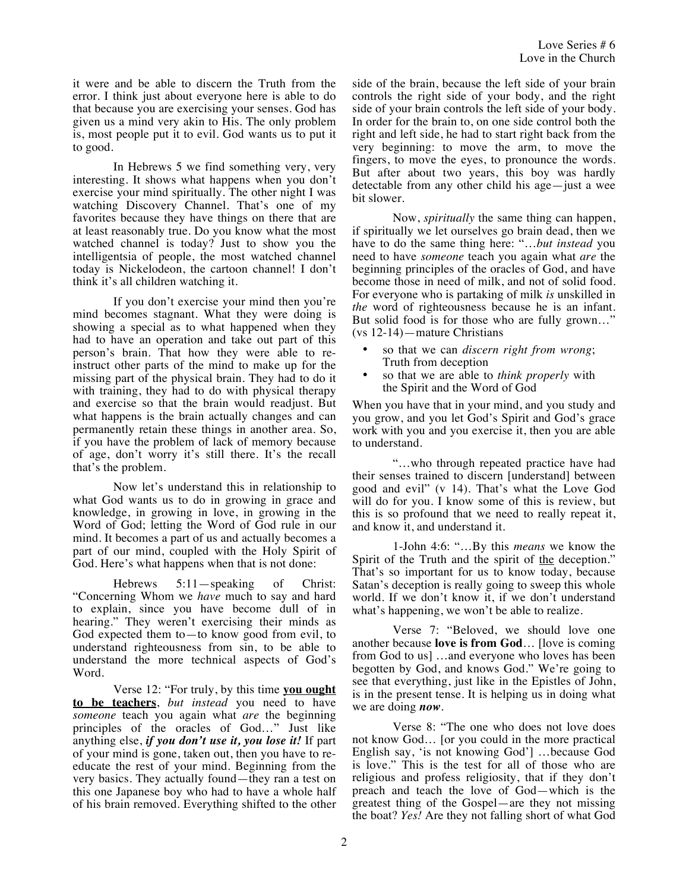it were and be able to discern the Truth from the error. I think just about everyone here is able to do that because you are exercising your senses. God has given us a mind very akin to His. The only problem is, most people put it to evil. God wants us to put it to good.

In Hebrews 5 we find something very, very interesting. It shows what happens when you don't exercise your mind spiritually. The other night I was watching Discovery Channel. That's one of my favorites because they have things on there that are at least reasonably true. Do you know what the most watched channel is today? Just to show you the intelligentsia of people, the most watched channel today is Nickelodeon, the cartoon channel! I don't think it's all children watching it.

If you don't exercise your mind then you're mind becomes stagnant. What they were doing is showing a special as to what happened when they had to have an operation and take out part of this person's brain. That how they were able to re-instruct other parts of the mind to make up for the missing part of the physical brain. They had to do it with training, they had to do with physical therapy and exercise so that the brain would readjust. But what happens is the brain actually changes and can permanently retain these things in another area. So, if you have the problem of lack of memory because of age, don't worry it's still there. It's the recall that's the problem.

Now let's understand this in relationship to what God wants us to do in growing in grace and knowledge, in growing in love, in growing in the Word of God; letting the Word of God rule in our mind. It becomes a part of us and actually becomes a part of our mind, coupled with the Holy Spirit of God. Here's what happens when that is not done:

Hebrews 5:11—speaking of Christ: "Concerning Whom we *have* much to say and hard to explain, since you have become dull of in hearing." They weren't exercising their minds as God expected them to—to know good from evil, to understand righteousness from sin, to be able to understand the more technical aspects of God's Word.

Verse 12: "For truly, by this time **<u>you ought to be teachers</u>**, *but instead* you need to have *someone* teach you again what *are* the beginning principles of the oracles of God…" Just like anything else, ***if you don't use it, you lose it!*** If part of your mind is gone, taken out, then you have to re-educate the rest of your mind. Beginning from the very basics. They actually found—they ran a test on this one Japanese boy who had to have a whole half of his brain removed. Everything shifted to the other side of the brain, because the left side of your brain controls the right side of your body, and the right side of your brain controls the left side of your body. In order for the brain to, on one side control both the right and left side, he had to start right back from the very beginning: to move the arm, to move the fingers, to move the eyes, to pronounce the words. But after about two years, this boy was hardly detectable from any other child his age—just a wee bit slower.

Now, *spiritually* the same thing can happen, if spiritually we let ourselves go brain dead, then we have to do the same thing here: "…*but instead* you need to have *someone* teach you again what *are* the beginning principles of the oracles of God, and have become those in need of milk, and not of solid food. For everyone who is partaking of milk *is* unskilled in *the* word of righteousness because he is an infant. But solid food is for those who are fully grown…" (vs 12-14)—mature Christians

- so that we can *discern right from wrong*; Truth from deception
- so that we are able to *think properly* with the Spirit and the Word of God

When you have that in your mind, and you study and you grow, and you let God's Spirit and God's grace work with you and you exercise it, then you are able to understand.

"…who through repeated practice have had their senses trained to discern [understand] between good and evil" (v 14). That's what the Love God will do for you. I know some of this is review, but this is so profound that we need to really repeat it, and know it, and understand it.

1-John 4:6: "…By this *means* we know the Spirit of the Truth and the spirit of <u>the</u> deception." That's so important for us to know today, because Satan's deception is really going to sweep this whole world. If we don't know it, if we don't understand what's happening, we won't be able to realize.

Verse 7: "Beloved, we should love one another because **love is from God**… [love is coming from God to us] …and everyone who loves has been begotten by God, and knows God." We're going to see that everything, just like in the Epistles of John, is in the present tense. It is helping us in doing what we are doing ***now***.

Verse 8: "The one who does not love does not know God… [or you could in the more practical English say, 'is not knowing God'] …because God is love." This is the test for all of those who are religious and profess religiosity, that if they don't preach and teach the love of God—which is the greatest thing of the Gospel—are they not missing the boat? *Yes!* Are they not falling short of what God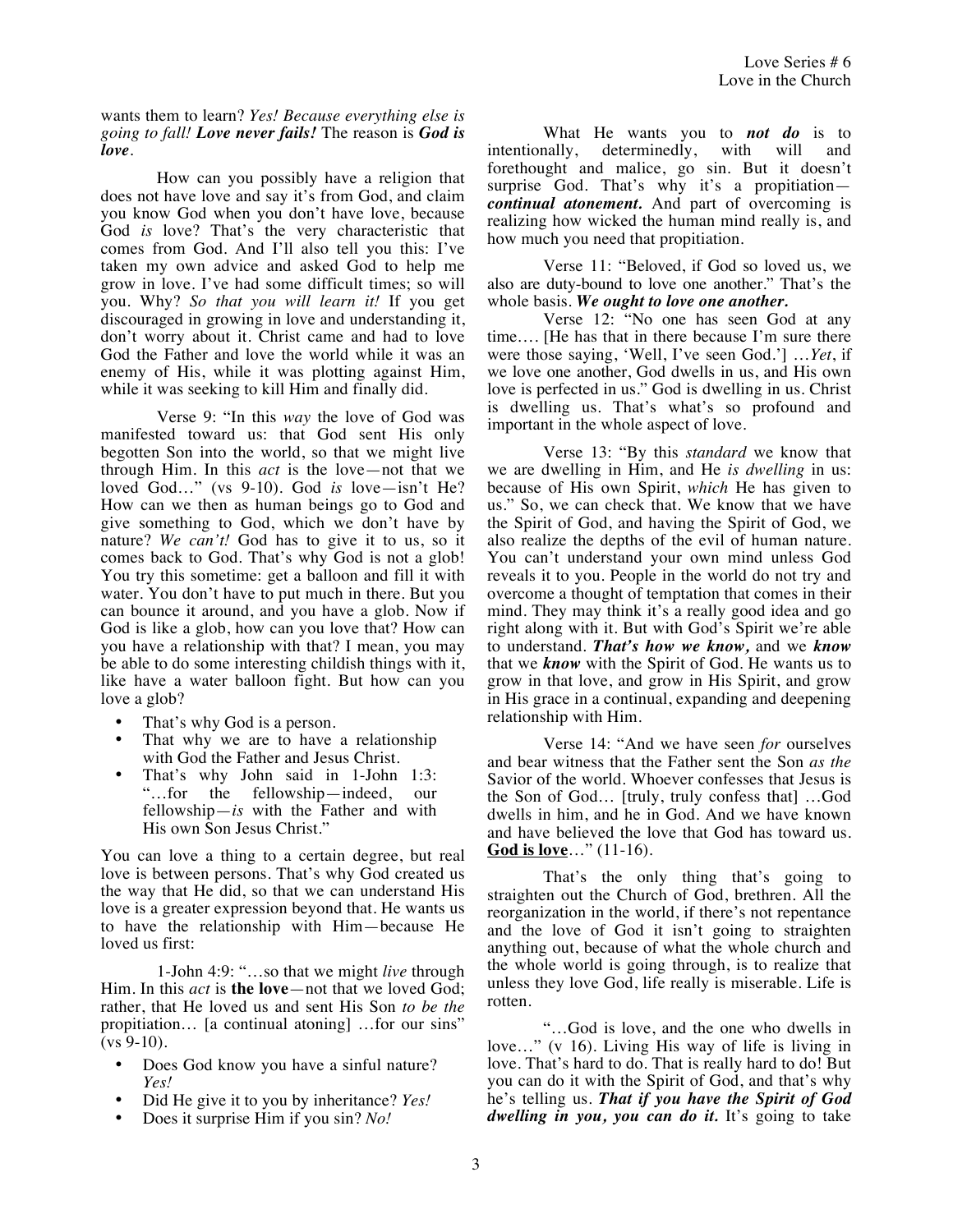wants them to learn? *Yes! Because everything else is going to fall! **Love never fails!*** The reason is ***God is love***.

How can you possibly have a religion that does not have love and say it's from God, and claim you know God when you don't have love, because God *is* love? That's the very characteristic that comes from God. And I'll also tell you this: I've taken my own advice and asked God to help me grow in love. I've had some difficult times; so will you. Why? *So that you will learn it!* If you get discouraged in growing in love and understanding it, don't worry about it. Christ came and had to love God the Father and love the world while it was an enemy of His, while it was plotting against Him, while it was seeking to kill Him and finally did.

Verse 9: "In this *way* the love of God was manifested toward us: that God sent His only begotten Son into the world, so that we might live through Him. In this *act* is the love—not that we loved God…" (vs 9-10). God *is* love—isn't He? How can we then as human beings go to God and give something to God, which we don't have by nature? *We can't!* God has to give it to us, so it comes back to God. That's why God is not a glob! You try this sometime: get a balloon and fill it with water. You don't have to put much in there. But you can bounce it around, and you have a glob. Now if God is like a glob, how can you love that? How can you have a relationship with that? I mean, you may be able to do some interesting childish things with it, like have a water balloon fight. But how can you love a glob?

- That's why God is a person.
- That why we are to have a relationship with God the Father and Jesus Christ.
- That's why John said in 1-John 1:3: "…for the fellowship—indeed, our fellowship—*is* with the Father and with His own Son Jesus Christ."

You can love a thing to a certain degree, but real love is between persons. That's why God created us the way that He did, so that we can understand His love is a greater expression beyond that. He wants us to have the relationship with Him—because He loved us first:

1-John 4:9: "…so that we might *live* through Him. In this *act* is **the love**—not that we loved God; rather, that He loved us and sent His Son *to be the* propitiation… [a continual atoning] …for our sins" (vs 9-10).

- Does God know you have a sinful nature? *Yes!*
- Did He give it to you by inheritance? *Yes!*
- Does it surprise Him if you sin? *No!*

What He wants you to ***not do*** is to intentionally, determinedly, with will and forethought and malice, go sin. But it doesn't surprise God. That's why it's a propitiation—***continual atonement.*** And part of overcoming is realizing how wicked the human mind really is, and how much you need that propitiation.

Verse 11: "Beloved, if God so loved us, we also are duty-bound to love one another." That's the whole basis. ***We ought to love one another.***

Verse 12: "No one has seen God at any time…. [He has that in there because I'm sure there were those saying, 'Well, I've seen God.'] …*Yet*, if we love one another, God dwells in us, and His own love is perfected in us." God is dwelling in us. Christ is dwelling us. That's what's so profound and important in the whole aspect of love.

Verse 13: "By this *standard* we know that we are dwelling in Him, and He *is dwelling* in us: because of His own Spirit, *which* He has given to us." So, we can check that. We know that we have the Spirit of God, and having the Spirit of God, we also realize the depths of the evil of human nature. You can't understand your own mind unless God reveals it to you. People in the world do not try and overcome a thought of temptation that comes in their mind. They may think it's a really good idea and go right along with it. But with God's Spirit we're able to understand. ***That's how we know,*** and we ***know*** that we ***know*** with the Spirit of God. He wants us to grow in that love, and grow in His Spirit, and grow in His grace in a continual, expanding and deepening relationship with Him.

Verse 14: "And we have seen *for* ourselves and bear witness that the Father sent the Son *as the* Savior of the world. Whoever confesses that Jesus is the Son of God… [truly, truly confess that] …God dwells in him, and he in God. And we have known and have believed the love that God has toward us. **God is love**…" (11-16).

That's the only thing that's going to straighten out the Church of God, brethren. All the reorganization in the world, if there's not repentance and the love of God it isn't going to straighten anything out, because of what the whole church and the whole world is going through, is to realize that unless they love God, life really is miserable. Life is rotten.

"…God is love, and the one who dwells in love…" (v 16). Living His way of life is living in love. That's hard to do. That is really hard to do! But you can do it with the Spirit of God, and that's why he's telling us. ***That if you have the Spirit of God dwelling in you, you can do it.*** It's going to take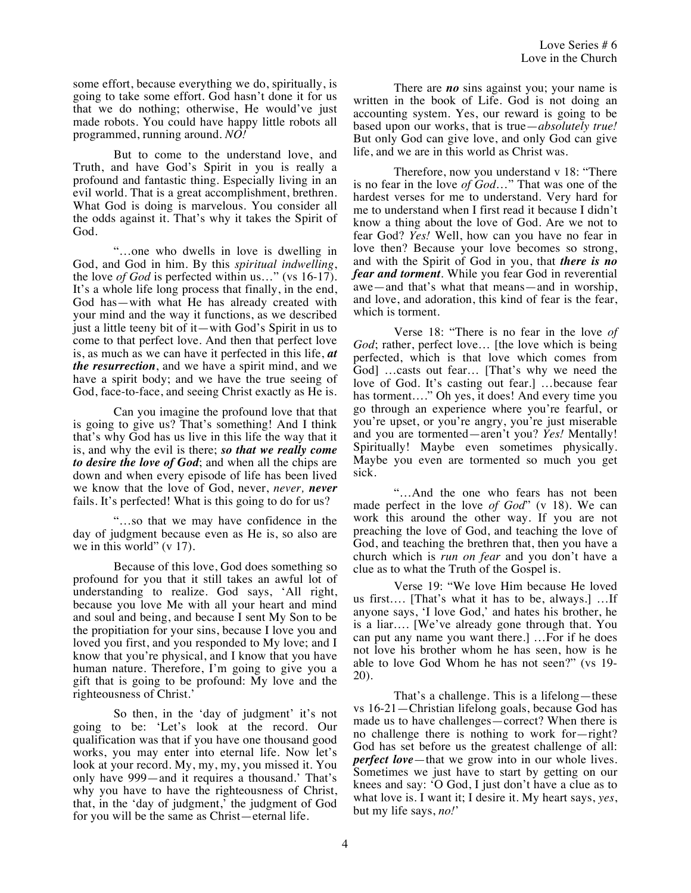some effort, because everything we do, spiritually, is going to take some effort. God hasn't done it for us that we do nothing; otherwise, He would've just made robots. You could have happy little robots all programmed, running around. *NO!*

But to come to the understand love, and Truth, and have God's Spirit in you is really a profound and fantastic thing. Especially living in an evil world. That is a great accomplishment, brethren. What God is doing is marvelous. You consider all the odds against it. That's why it takes the Spirit of God.

"…one who dwells in love is dwelling in God, and God in him. By this *spiritual indwelling*, the love *of God* is perfected within us…" (vs 16-17). It's a whole life long process that finally, in the end, God has—with what He has already created with your mind and the way it functions, as we described just a little teeny bit of it—with God's Spirit in us to come to that perfect love. And then that perfect love is, as much as we can have it perfected in this life, ***at the resurrection***, and we have a spirit mind, and we have a spirit body; and we have the true seeing of God, face-to-face, and seeing Christ exactly as He is.

Can you imagine the profound love that that is going to give us? That's something! And I think that's why God has us live in this life the way that it is, and why the evil is there; ***so that we really come to desire the love of God***; and when all the chips are down and when every episode of life has been lived we know that the love of God, never, *never,* ***never*** fails. It's perfected! What is this going to do for us?

"…so that we may have confidence in the day of judgment because even as He is, so also are we in this world" (v 17).

Because of this love, God does something so profound for you that it still takes an awful lot of understanding to realize. God says, 'All right, because you love Me with all your heart and mind and soul and being, and because I sent My Son to be the propitiation for your sins, because I love you and loved you first, and you responded to My love; and I know that you're physical, and I know that you have human nature. Therefore, I'm going to give you a gift that is going to be profound: My love and the righteousness of Christ.'

So then, in the 'day of judgment' it's not going to be: 'Let's look at the record. Our qualification was that if you have one thousand good works, you may enter into eternal life. Now let's look at your record. My, my, my, you missed it. You only have 999—and it requires a thousand.' That's why you have to have the righteousness of Christ, that, in the 'day of judgment,' the judgment of God for you will be the same as Christ—eternal life.

There are ***no*** sins against you; your name is written in the book of Life. God is not doing an accounting system. Yes, our reward is going to be based upon our works, that is true—*absolutely true!* But only God can give love, and only God can give life, and we are in this world as Christ was.

Therefore, now you understand v 18: "There is no fear in the love *of God*…" That was one of the hardest verses for me to understand. Very hard for me to understand when I first read it because I didn't know a thing about the love of God. Are we not to fear God? *Yes!* Well, how can you have no fear in love then? Because your love becomes so strong, and with the Spirit of God in you, that ***there is no fear and torment***. While you fear God in reverential awe—and that's what that means—and in worship, and love, and adoration, this kind of fear is the fear, which is torment.

Verse 18: "There is no fear in the love *of God*; rather, perfect love… [the love which is being perfected, which is that love which comes from God] …casts out fear… [That's why we need the love of God. It's casting out fear.] …because fear has torment…." Oh yes, it does! And every time you go through an experience where you're fearful, or you're upset, or you're angry, you're just miserable and you are tormented—aren't you? *Yes!* Mentally! Spiritually! Maybe even sometimes physically. Maybe you even are tormented so much you get sick.

"…And the one who fears has not been made perfect in the love *of God*" (v 18). We can work this around the other way. If you are not preaching the love of God, and teaching the love of God, and teaching the brethren that, then you have a church which is *run on fear* and you don't have a clue as to what the Truth of the Gospel is.

Verse 19: "We love Him because He loved us first…. [That's what it has to be, always.] …If anyone says, 'I love God,' and hates his brother, he is a liar…. [We've already gone through that. You can put any name you want there.] …For if he does not love his brother whom he has seen, how is he able to love God Whom he has not seen?" (vs 19-20).

That's a challenge. This is a lifelong—these vs 16-21—Christian lifelong goals, because God has made us to have challenges—correct? When there is no challenge there is nothing to work for—right? God has set before us the greatest challenge of all: ***perfect love***—that we grow into in our whole lives. Sometimes we just have to start by getting on our knees and say: 'O God, I just don't have a clue as to what love is. I want it; I desire it. My heart says, *yes*, but my life says, *no!*'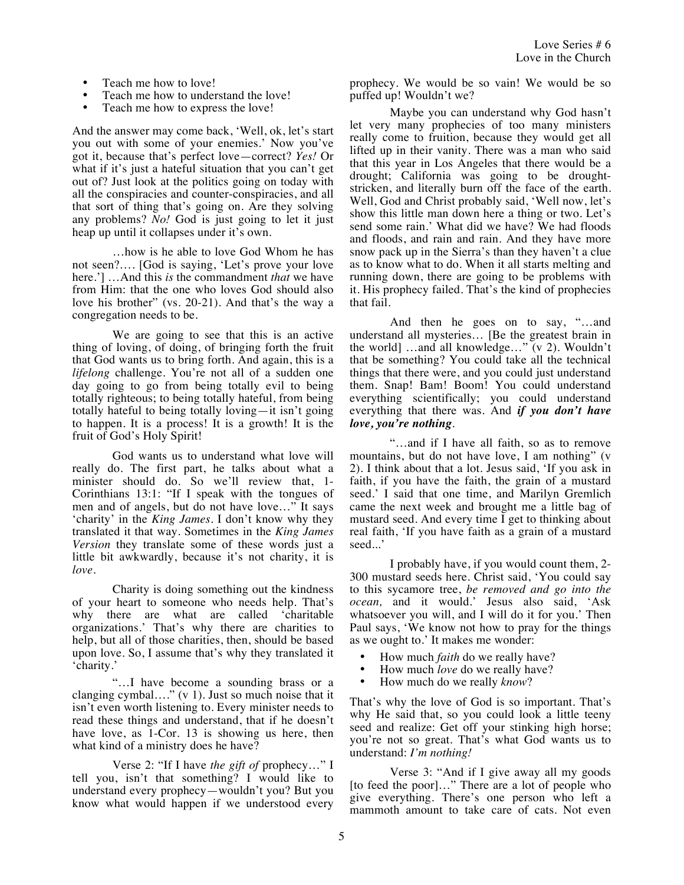- Teach me how to love!
- Teach me how to understand the love!
- Teach me how to express the love!

And the answer may come back, 'Well, ok, let's start you out with some of your enemies.' Now you've got it, because that's perfect love—correct? *Yes!* Or what if it's just a hateful situation that you can't get out of? Just look at the politics going on today with all the conspiracies and counter-conspiracies, and all that sort of thing that's going on. Are they solving any problems? *No!* God is just going to let it just heap up until it collapses under it's own.

…how is he able to love God Whom he has not seen?…. [God is saying, 'Let's prove your love here.'] …And this *is* the commandment *that* we have from Him: that the one who loves God should also love his brother" (vs. 20-21). And that's the way a congregation needs to be.

We are going to see that this is an active thing of loving, of doing, of bringing forth the fruit that God wants us to bring forth. And again, this is a *lifelong* challenge. You're not all of a sudden one day going to go from being totally evil to being totally righteous; to being totally hateful, from being totally hateful to being totally loving—it isn't going to happen. It is a process! It is a growth! It is the fruit of God's Holy Spirit!

God wants us to understand what love will really do. The first part, he talks about what a minister should do. So we'll review that, 1-Corinthians 13:1: "If I speak with the tongues of men and of angels, but do not have love…" It says 'charity' in the *King James*. I don't know why they translated it that way. Sometimes in the *King James Version* they translate some of these words just a little bit awkwardly, because it's not charity, it is *love*.

Charity is doing something out the kindness of your heart to someone who needs help. That's why there are what are called 'charitable organizations.' That's why there are charities to help, but all of those charities, then, should be based upon love. So, I assume that's why they translated it 'charity.'

"…I have become a sounding brass or a clanging cymbal…." (v 1). Just so much noise that it isn't even worth listening to. Every minister needs to read these things and understand, that if he doesn't have love, as 1-Cor. 13 is showing us here, then what kind of a ministry does he have?

Verse 2: "If I have *the gift of* prophecy…" I tell you, isn't that something? I would like to understand every prophecy—wouldn't you? But you know what would happen if we understood every prophecy. We would be so vain! We would be so puffed up! Wouldn't we?

Maybe you can understand why God hasn't let very many prophecies of too many ministers really come to fruition, because they would get all lifted up in their vanity. There was a man who said that this year in Los Angeles that there would be a drought; California was going to be drought-stricken, and literally burn off the face of the earth. Well, God and Christ probably said, 'Well now, let's show this little man down here a thing or two. Let's send some rain.' What did we have? We had floods and floods, and rain and rain. And they have more snow pack up in the Sierra's than they haven't a clue as to know what to do. When it all starts melting and running down, there are going to be problems with it. His prophecy failed. That's the kind of prophecies that fail.

And then he goes on to say, "…and understand all mysteries… [Be the greatest brain in the world] …and all knowledge…" (v 2). Wouldn't that be something? You could take all the technical things that there were, and you could just understand them. Snap! Bam! Boom! You could understand everything scientifically; you could understand everything that there was. And ***if you don't have love, you're nothing***.

"…and if I have all faith, so as to remove mountains, but do not have love, I am nothing" (v 2). I think about that a lot. Jesus said, 'If you ask in faith, if you have the faith, the grain of a mustard seed.' I said that one time, and Marilyn Gremlich came the next week and brought me a little bag of mustard seed. And every time I get to thinking about real faith, 'If you have faith as a grain of a mustard seed...'

I probably have, if you would count them, 2-300 mustard seeds here. Christ said, 'You could say to this sycamore tree, *be removed and go into the ocean,* and it would.' Jesus also said, 'Ask whatsoever you will, and I will do it for you.' Then Paul says, 'We know not how to pray for the things as we ought to.' It makes me wonder:

- How much *faith* do we really have?
- How much *love* do we really have?
- How much do we really *know*?

That's why the love of God is so important. That's why He said that, so you could look a little teeny seed and realize: Get off your stinking high horse; you're not so great. That's what God wants us to understand: *I'm nothing!*

Verse 3: "And if I give away all my goods [to feed the poor]…" There are a lot of people who give everything. There's one person who left a mammoth amount to take care of cats. Not even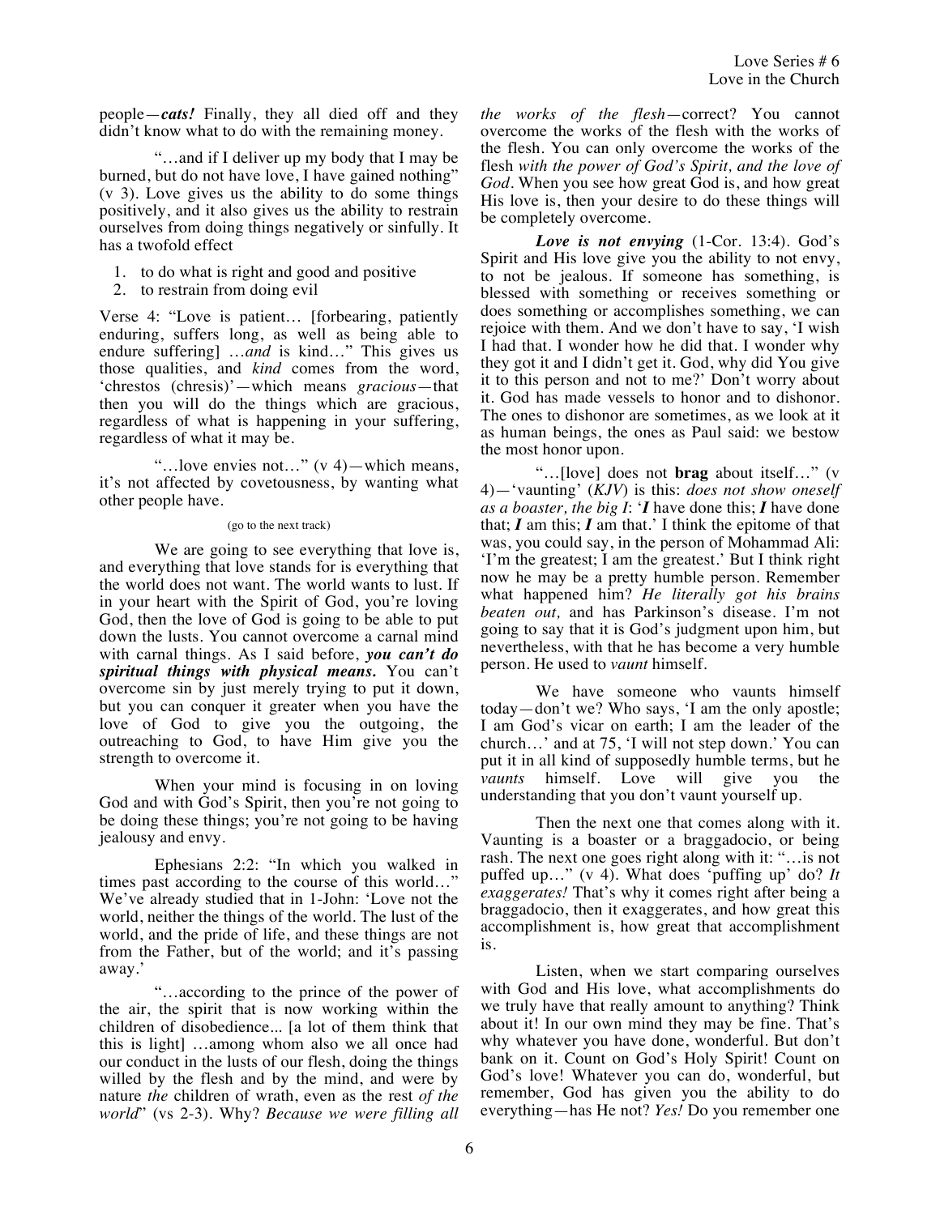people—***cats!*** Finally, they all died off and they didn't know what to do with the remaining money.

"…and if I deliver up my body that I may be burned, but do not have love, I have gained nothing" (v 3). Love gives us the ability to do some things positively, and it also gives us the ability to restrain ourselves from doing things negatively or sinfully. It has a twofold effect

1. to do what is right and good and positive
2. to restrain from doing evil

Verse 4: "Love is patient… [forbearing, patiently enduring, suffers long, as well as being able to endure suffering] …*and* is kind…" This gives us those qualities, and *kind* comes from the word, 'chrestos (chresis)'—which means *gracious*—that then you will do the things which are gracious, regardless of what is happening in your suffering, regardless of what it may be.

"…love envies not…" (v 4)—which means, it's not affected by covetousness, by wanting what other people have.

(go to the next track)

We are going to see everything that love is, and everything that love stands for is everything that the world does not want. The world wants to lust. If in your heart with the Spirit of God, you're loving God, then the love of God is going to be able to put down the lusts. You cannot overcome a carnal mind with carnal things. As I said before, ***you can't do spiritual things with physical means.*** You can't overcome sin by just merely trying to put it down, but you can conquer it greater when you have the love of God to give you the outgoing, the outreaching to God, to have Him give you the strength to overcome it.

When your mind is focusing in on loving God and with God's Spirit, then you're not going to be doing these things; you're not going to be having jealousy and envy.

Ephesians 2:2: "In which you walked in times past according to the course of this world…" We've already studied that in 1-John: 'Love not the world, neither the things of the world. The lust of the world, and the pride of life, and these things are not from the Father, but of the world; and it's passing away.'

"…according to the prince of the power of the air, the spirit that is now working within the children of disobedience... [a lot of them think that this is light] …among whom also we all once had our conduct in the lusts of our flesh, doing the things willed by the flesh and by the mind, and were by nature *the* children of wrath, even as the rest *of the world*" (vs 2-3). Why? *Because we were filling all the works of the flesh*—correct? You cannot overcome the works of the flesh with the works of the flesh. You can only overcome the works of the flesh *with the power of God's Spirit, and the love of God*. When you see how great God is, and how great His love is, then your desire to do these things will be completely overcome.

***Love is not envying*** (1-Cor. 13:4). God's Spirit and His love give you the ability to not envy, to not be jealous. If someone has something, is blessed with something or receives something or does something or accomplishes something, we can rejoice with them. And we don't have to say, 'I wish I had that. I wonder how he did that. I wonder why they got it and I didn't get it. God, why did You give it to this person and not to me?' Don't worry about it. God has made vessels to honor and to dishonor. The ones to dishonor are sometimes, as we look at it as human beings, the ones as Paul said: we bestow the most honor upon.

"…[love] does not **brag** about itself…" (v 4)—'vaunting' (*KJV*) is this: *does not show oneself as a boaster, the big I*: '***I*** have done this; ***I*** have done that; ***I*** am this; ***I*** am that.' I think the epitome of that was, you could say, in the person of Mohammad Ali: 'I'm the greatest; I am the greatest.' But I think right now he may be a pretty humble person. Remember what happened him? *He literally got his brains beaten out,* and has Parkinson's disease. I'm not going to say that it is God's judgment upon him, but nevertheless, with that he has become a very humble person. He used to *vaunt* himself.

We have someone who vaunts himself today—don't we? Who says, 'I am the only apostle; I am God's vicar on earth; I am the leader of the church…' and at 75, 'I will not step down.' You can put it in all kind of supposedly humble terms, but he *vaunts* himself. Love will give you the understanding that you don't vaunt yourself up.

Then the next one that comes along with it. Vaunting is a boaster or a braggadocio, or being rash. The next one goes right along with it: "…is not puffed up…" (v 4). What does 'puffing up' do? *It exaggerates!* That's why it comes right after being a braggadocio, then it exaggerates, and how great this accomplishment is, how great that accomplishment is.

Listen, when we start comparing ourselves with God and His love, what accomplishments do we truly have that really amount to anything? Think about it! In our own mind they may be fine. That's why whatever you have done, wonderful. But don't bank on it. Count on God's Holy Spirit! Count on God's love! Whatever you can do, wonderful, but remember, God has given you the ability to do everything—has He not? *Yes!* Do you remember one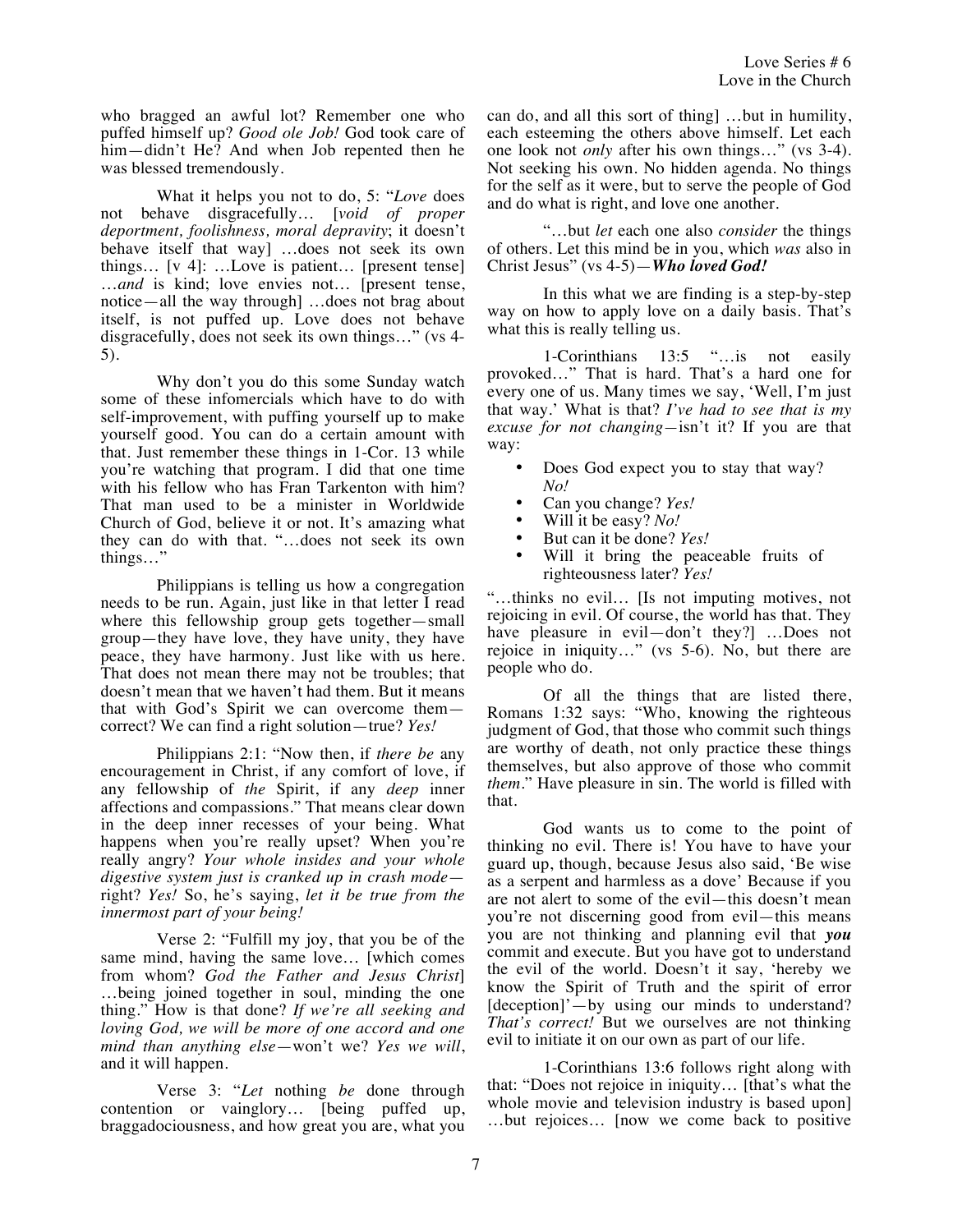who bragged an awful lot? Remember one who puffed himself up? *Good ole Job!* God took care of him—didn't He? And when Job repented then he was blessed tremendously.

What it helps you not to do, 5: "*Love* does not behave disgracefully… [*void of proper deportment, foolishness, moral depravity*; it doesn't behave itself that way] …does not seek its own things… [v 4]: …Love is patient… [present tense] …*and* is kind; love envies not… [present tense, notice—all the way through] …does not brag about itself, is not puffed up. Love does not behave disgracefully, does not seek its own things…" (vs 4-5).

Why don't you do this some Sunday watch some of these infomercials which have to do with self-improvement, with puffing yourself up to make yourself good. You can do a certain amount with that. Just remember these things in 1-Cor. 13 while you're watching that program. I did that one time with his fellow who has Fran Tarkenton with him? That man used to be a minister in Worldwide Church of God, believe it or not. It's amazing what they can do with that. "…does not seek its own things…"

Philippians is telling us how a congregation needs to be run. Again, just like in that letter I read where this fellowship group gets together—small group—they have love, they have unity, they have peace, they have harmony. Just like with us here. That does not mean there may not be troubles; that doesn't mean that we haven't had them. But it means that with God's Spirit we can overcome them—correct? We can find a right solution—true? *Yes!*

Philippians 2:1: "Now then, if *there be* any encouragement in Christ, if any comfort of love, if any fellowship of *the* Spirit, if any *deep* inner affections and compassions." That means clear down in the deep inner recesses of your being. What happens when you're really upset? When you're really angry? *Your whole insides and your whole digestive system just is cranked up in crash mode*—right? *Yes!* So, he's saying, *let it be true from the innermost part of your being!*

Verse 2: "Fulfill my joy, that you be of the same mind, having the same love… [which comes from whom? *God the Father and Jesus Christ*] …being joined together in soul, minding the one thing." How is that done? *If we're all seeking and loving God, we will be more of one accord and one mind than anything else*—won't we? *Yes we will*, and it will happen.

Verse 3: "*Let* nothing *be* done through contention or vainglory… [being puffed up, braggadociousness, and how great you are, what you can do, and all this sort of thing] …but in humility, each esteeming the others above himself. Let each one look not *only* after his own things…" (vs 3-4). Not seeking his own. No hidden agenda. No things for the self as it were, but to serve the people of God and do what is right, and love one another.

"…but *let* each one also *consider* the things of others. Let this mind be in you, which *was* also in Christ Jesus" (vs 4-5)—***Who loved God!***

In this what we are finding is a step-by-step way on how to apply love on a daily basis. That's what this is really telling us.

1-Corinthians 13:5 "…is not easily provoked…" That is hard. That's a hard one for every one of us. Many times we say, 'Well, I'm just that way.' What is that? *I've had to see that is my excuse for not changing*—isn't it? If you are that way:

- Does God expect you to stay that way? *No!*
- Can you change? *Yes!*
- Will it be easy? *No!*
- But can it be done? *Yes!*
- Will it bring the peaceable fruits of righteousness later? *Yes!*

"…thinks no evil… [Is not imputing motives, not rejoicing in evil. Of course, the world has that. They have pleasure in evil—don't they?] …Does not rejoice in iniquity…" (vs 5-6). No, but there are people who do.

Of all the things that are listed there, Romans 1:32 says: "Who, knowing the righteous judgment of God, that those who commit such things are worthy of death, not only practice these things themselves, but also approve of those who commit *them*." Have pleasure in sin. The world is filled with that.

God wants us to come to the point of thinking no evil. There is! You have to have your guard up, though, because Jesus also said, 'Be wise as a serpent and harmless as a dove' Because if you are not alert to some of the evil—this doesn't mean you're not discerning good from evil—this means you are not thinking and planning evil that ***you*** commit and execute. But you have got to understand the evil of the world. Doesn't it say, 'hereby we know the Spirit of Truth and the spirit of error [deception]'—by using our minds to understand? *That's correct!* But we ourselves are not thinking evil to initiate it on our own as part of our life.

1-Corinthians 13:6 follows right along with that: "Does not rejoice in iniquity… [that's what the whole movie and television industry is based upon] …but rejoices… [now we come back to positive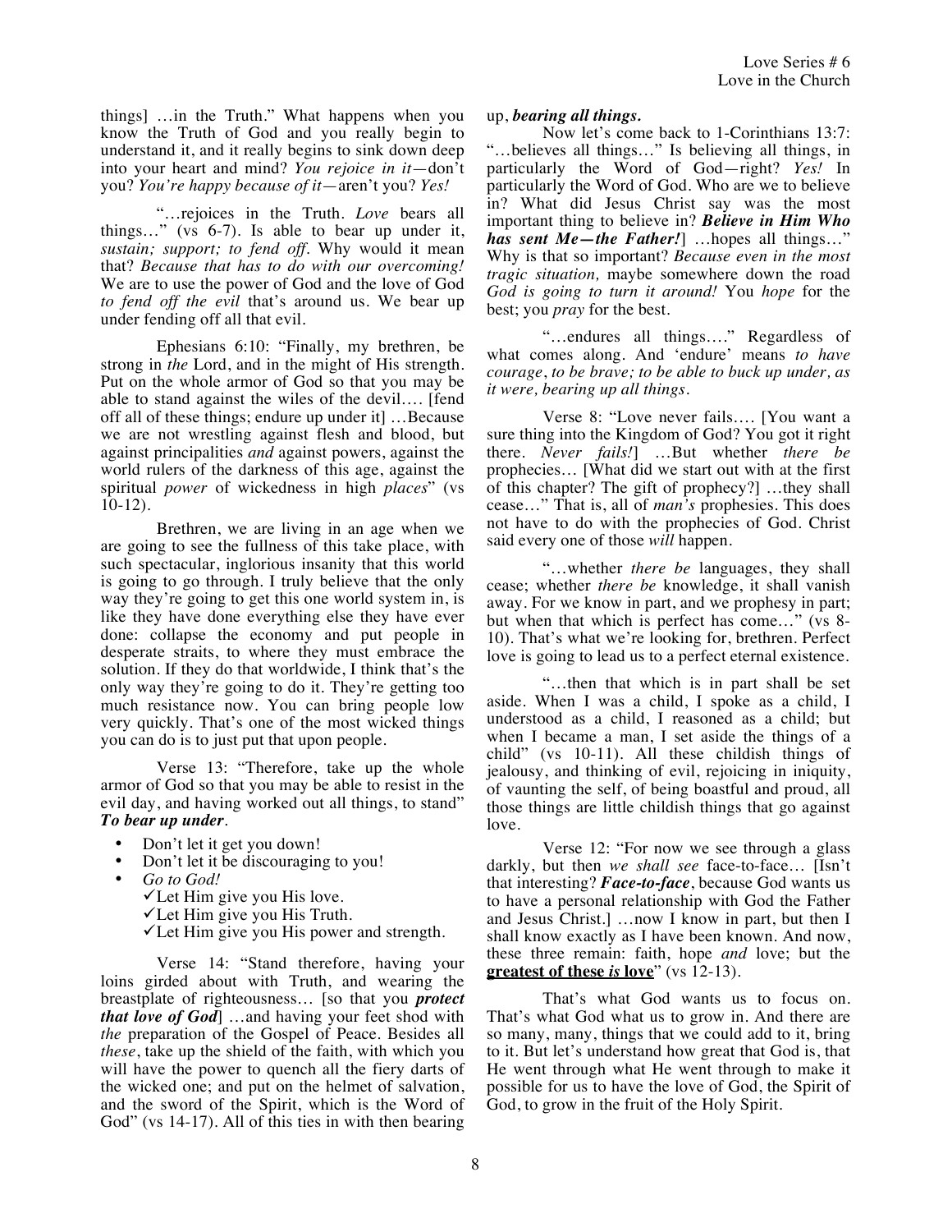things] …in the Truth." What happens when you know the Truth of God and you really begin to understand it, and it really begins to sink down deep into your heart and mind? *You rejoice in it*—don't you? *You're happy because of it*—aren't you? *Yes!*

"…rejoices in the Truth. *Love* bears all things…" (vs 6-7). Is able to bear up under it, *sustain; support; to fend off*. Why would it mean that? *Because that has to do with our overcoming!* We are to use the power of God and the love of God *to fend off the evil* that's around us. We bear up under fending off all that evil.

Ephesians 6:10: "Finally, my brethren, be strong in *the* Lord, and in the might of His strength. Put on the whole armor of God so that you may be able to stand against the wiles of the devil…. [fend off all of these things; endure up under it] …Because we are not wrestling against flesh and blood, but against principalities *and* against powers, against the world rulers of the darkness of this age, against the spiritual *power* of wickedness in high *places*" (vs 10-12).

Brethren, we are living in an age when we are going to see the fullness of this take place, with such spectacular, inglorious insanity that this world is going to go through. I truly believe that the only way they're going to get this one world system in, is like they have done everything else they have ever done: collapse the economy and put people in desperate straits, to where they must embrace the solution. If they do that worldwide, I think that's the only way they're going to do it. They're getting too much resistance now. You can bring people low very quickly. That's one of the most wicked things you can do is to just put that upon people.

Verse 13: "Therefore, take up the whole armor of God so that you may be able to resist in the evil day, and having worked out all things, to stand" ***To bear up under***.

- Don't let it get you down!
- Don't let it be discouraging to you!
- *Go to God!*
  - ✓Let Him give you His love.
  - ✓Let Him give you His Truth.
  - ✓Let Him give you His power and strength.

Verse 14: "Stand therefore, having your loins girded about with Truth, and wearing the breastplate of righteousness… [so that you ***protect that love of God***] …and having your feet shod with *the* preparation of the Gospel of Peace. Besides all *these*, take up the shield of the faith, with which you will have the power to quench all the fiery darts of the wicked one; and put on the helmet of salvation, and the sword of the Spirit, which is the Word of God" (vs 14-17). All of this ties in with then bearing up, ***bearing all things.***

Now let's come back to 1-Corinthians 13:7: "…believes all things…" Is believing all things, in particularly the Word of God—right? *Yes!* In particularly the Word of God. Who are we to believe in? What did Jesus Christ say was the most important thing to believe in? ***Believe in Him Who has sent Me—the Father!***] …hopes all things…" Why is that so important? *Because even in the most tragic situation,* maybe somewhere down the road *God is going to turn it around!* You *hope* for the best; you *pray* for the best.

"…endures all things…." Regardless of what comes along. And 'endure' means *to have courage, to be brave; to be able to buck up under, as it were, bearing up all things.*

Verse 8: "Love never fails…. [You want a sure thing into the Kingdom of God? You got it right there. *Never fails!*] …But whether *there be* prophecies… [What did we start out with at the first of this chapter? The gift of prophecy?] …they shall cease…" That is, all of *man's* prophesies. This does not have to do with the prophecies of God. Christ said every one of those *will* happen.

"…whether *there be* languages, they shall cease; whether *there be* knowledge, it shall vanish away. For we know in part, and we prophesy in part; but when that which is perfect has come…" (vs 8-10). That's what we're looking for, brethren. Perfect love is going to lead us to a perfect eternal existence.

"…then that which is in part shall be set aside. When I was a child, I spoke as a child, I understood as a child, I reasoned as a child; but when I became a man, I set aside the things of a child" (vs 10-11). All these childish things of jealousy, and thinking of evil, rejoicing in iniquity, of vaunting the self, of being boastful and proud, all those things are little childish things that go against love.

Verse 12: "For now we see through a glass darkly, but then *we shall see* face-to-face… [Isn't that interesting? ***Face-to-face***, because God wants us to have a personal relationship with God the Father and Jesus Christ.] …now I know in part, but then I shall know exactly as I have been known. And now, these three remain: faith, hope *and* love; but the **<u>greatest of these *is* love</u>**" (vs 12-13).

That's what God wants us to focus on. That's what God what us to grow in. And there are so many, many, things that we could add to it, bring to it. But let's understand how great that God is, that He went through what He went through to make it possible for us to have the love of God, the Spirit of God, to grow in the fruit of the Holy Spirit.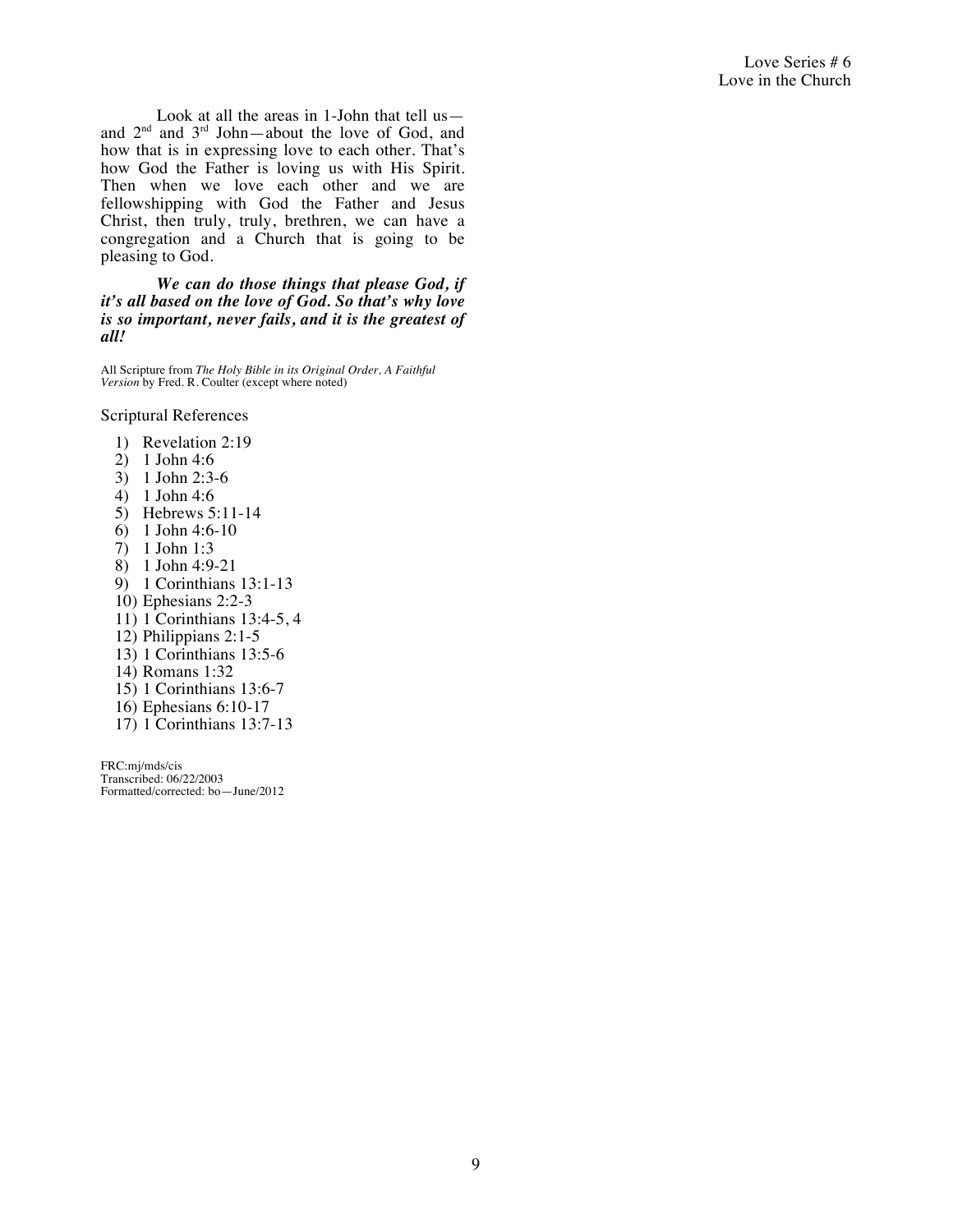Look at all the areas in 1-John that tell us—and 2nd and 3rd John—about the love of God, and how that is in expressing love to each other. That's how God the Father is loving us with His Spirit. Then when we love each other and we are fellowshipping with God the Father and Jesus Christ, then truly, truly, brethren, we can have a congregation and a Church that is going to be pleasing to God.

***We can do those things that please God, if it's all based on the love of God. So that's why love is so important, never fails, and it is the greatest of all!***

All Scripture from *The Holy Bible in its Original Order, A Faithful Version* by Fred. R. Coulter (except where noted)

Scriptural References

1) Revelation 2:19
2) 1 John 4:6
3) 1 John 2:3-6
4) 1 John 4:6
5) Hebrews 5:11-14
6) 1 John 4:6-10
7) 1 John 1:3
8) 1 John 4:9-21
9) 1 Corinthians 13:1-13
10) Ephesians 2:2-3
11) 1 Corinthians 13:4-5, 4
12) Philippians 2:1-5
13) 1 Corinthians 13:5-6
14) Romans 1:32
15) 1 Corinthians 13:6-7
16) Ephesians 6:10-17
17) 1 Corinthians 13:7-13

FRC:mj/mds/cis
Transcribed: 06/22/2003
Formatted/corrected: bo—June/2012